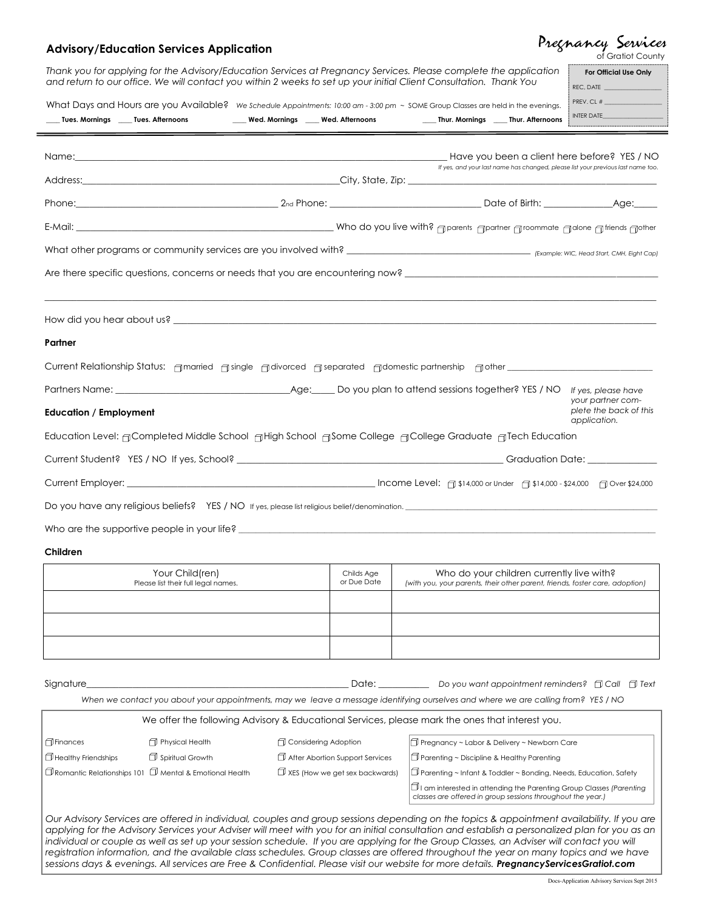## Advisory/Education Services Application

**Pregnancy Services** of Gratiot County

*Thank you for applying for the Advisory/Education Services at Pregnancy Services. Please complete the application and return to our office. We will contact you within 2 weeks to set up your initial Client Consultation. Thank You*

**For Official Use Only**
REC. DATE ______________
PREV. CL # ______________
INTER DATE______________

What Days and Hours are you Available? *We Schedule Appointments: 10:00 am - 3:00 pm ~ SOME Group Classes are held in the evenings.*

___ **Tues. Mornings** ___ **Tues. Afternoons** ___ **Wed. Mornings** ___ **Wed. Afternoons** ___ **Thur. Mornings** ___ **Thur. Afternoons**

---

Name:______________________________________________ Have you been a client here before? YES / NO
*If yes, and your last name has changed, please list your previous last name too.*

Address:______________________________________ City, State, Zip: ______________________________

Phone:______________________________ 2nd Phone: ______________________ Date of Birth: ____________ Age:_____

E-Mail: ______________________________________ Who do you live with? ☐ parents ☐ partner ☐ roommate ☐ alone ☐ friends ☐ other

What other programs or community services are you involved with? ______________________ *(Example: WIC, Head Start, CMH, Eight Cap)*

Are there specific questions, concerns or needs that you are encountering now? ______________________________________

_____________________________________________________________________________________________

How did you hear about us? ______________________________________________________________________

**Partner**

Current Relationship Status: ☐ married ☐ single ☐ divorced ☐ separated ☐ domestic partnership ☐ other ______________________

Partners Name: ______________________________ Age:_____ Do you plan to attend sessions together? YES / NO *If yes, please have your partner complete the back of this application.*

**Education / Employment**

Education Level: ☐ Completed Middle School ☐ High School ☐ Some College ☐ College Graduate ☐ Tech Education

Current Student? YES / NO If yes, School? ______________________________________ Graduation Date: ______________

Current Employer: ______________________________________ Income Level: ☐ $14,000 or Under ☐ $14,000 - $24,000 ☐ Over $24,000

Do you have any religious beliefs? YES / NO If yes, please list religious belief/denomination. ______________________________

Who are the supportive people in your life? ______________________________________________________________

**Children**

| Your Child(ren) Please list their full legal names. | Childs Age or Due Date | Who do your children currently live with? *(with you, your parents, their other parent, friends, foster care, adoption)* |
|---|---|---|
| | | |
| | | |
| | | |

Signature______________________________________ Date: __________ *Do you want appointment reminders?* ☐ *Call* ☐ *Text*

*When we contact you about your appointments, may we leave a message identifying ourselves and where we are calling from? YES / NO*

We offer the following Advisory & Educational Services, please mark the ones that interest you.

| | | | |
|---|---|---|---|
| ☐ Finances | ☐ Physical Health | ☐ Considering Adoption | ☐ Pregnancy ~ Labor & Delivery ~ Newborn Care |
| ☐ Healthy Friendships | ☐ Spiritual Growth | ☐ After Abortion Support Services | ☐ Parenting ~ Discipline & Healthy Parenting |
| ☐ Romantic Relationships 101 | ☐ Mental & Emotional Health | ☐ XES (How we get sex backwards) | ☐ Parenting ~ Infant & Toddler ~ Bonding, Needs, Education, Safety |
| | | | ☐ I am interested in attending the Parenting Group Classes *(Parenting classes are offered in group sessions throughout the year.)* |

*Our Advisory Services are offered in individual, couples and group sessions depending on the topics & appointment availability. If you are applying for the Advisory Services your Adviser will meet with you for an initial consultation and establish a personalized plan for you as an individual or couple as well as set up your session schedule. If you are applying for the Group Classes, an Adviser will contact you will registration information, and the available class schedules. Group classes are offered throughout the year on many topics and we have sessions days & evenings. All services are Free & Confidential. Please visit our website for more details.* ***PregnancyServicesGratiot.com***

Docs-Application Advisory Services Sept 2015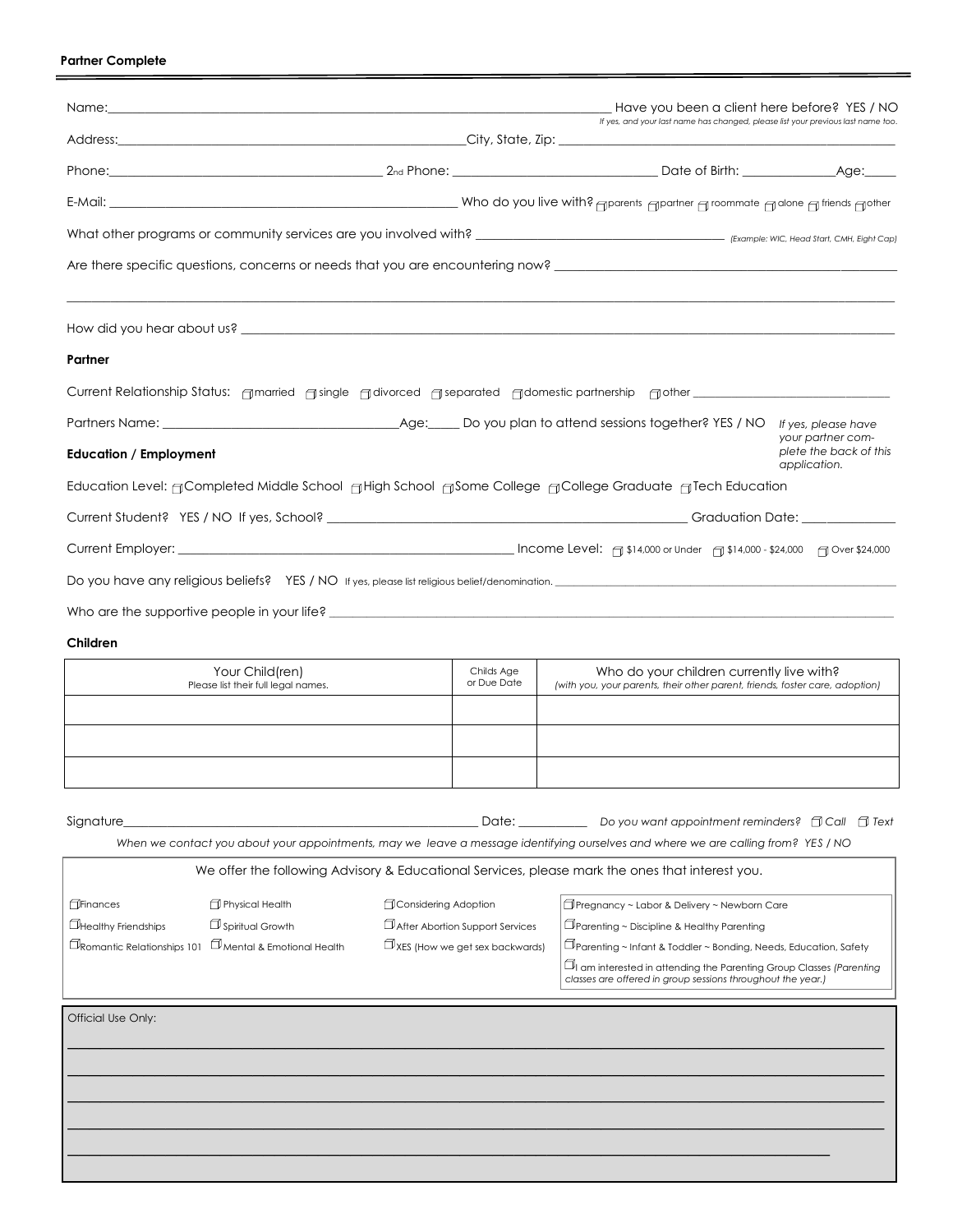**Partner Complete**

Name:\_\_\_\_\_\_\_\_\_\_\_\_\_\_\_\_\_\_\_\_\_\_\_\_\_\_\_\_\_\_\_\_ Have you been a client here before? YES / NO
*If yes, and your last name has changed, please list your previous last name too.*

Address:\_\_\_\_\_\_\_\_\_\_\_\_\_\_\_\_\_\_\_\_\_\_\_\_\_\_\_\_City, State, Zip: \_\_\_\_\_\_\_\_\_\_\_\_\_\_\_\_\_\_\_\_\_\_\_\_

Phone:\_\_\_\_\_\_\_\_\_\_\_\_\_\_\_\_\_\_\_\_ 2nd Phone: \_\_\_\_\_\_\_\_\_\_\_\_\_\_\_\_ Date of Birth: \_\_\_\_\_\_\_\_Age:\_\_\_\_

E-Mail: \_\_\_\_\_\_\_\_\_\_\_\_\_\_\_\_\_\_\_\_\_\_\_\_\_\_\_\_ Who do you live with? ☐parents ☐partner ☐roommate ☐alone ☐friends ☐other

What other programs or community services are you involved with? \_\_\_\_\_\_\_\_\_\_\_\_\_\_\_\_\_\_ *(Example: WIC, Head Start, CMH, Eight Cap)*

Are there specific questions, concerns or needs that you are encountering now? \_\_\_\_\_\_\_\_\_\_\_\_\_\_\_\_\_\_\_\_\_\_\_\_

\_\_\_\_\_\_\_\_\_\_\_\_\_\_\_\_\_\_\_\_\_\_\_\_\_\_\_\_\_\_\_\_\_\_\_\_\_\_\_\_\_\_\_\_\_\_\_\_\_\_\_\_\_\_\_\_\_\_\_\_

How did you hear about us? \_\_\_\_\_\_\_\_\_\_\_\_\_\_\_\_\_\_\_\_\_\_\_\_\_\_\_\_\_\_\_\_\_\_\_\_\_\_\_\_\_\_\_\_

**Partner**

Current Relationship Status: ☐married ☐single ☐divorced ☐separated ☐domestic partnership ☐other \_\_\_\_\_\_\_\_\_\_\_\_\_\_\_\_

Partners Name: \_\_\_\_\_\_\_\_\_\_\_\_\_\_\_\_\_\_\_\_Age:\_\_\_\_ Do you plan to attend sessions together? YES / NO *If yes, please have your partner complete the back of this application.*

**Education / Employment**

Education Level: ☐Completed Middle School ☐High School ☐Some College ☐College Graduate ☐Tech Education

Current Student? YES / NO If yes, School? \_\_\_\_\_\_\_\_\_\_\_\_\_\_\_\_\_\_\_\_\_\_\_\_\_\_\_\_ Graduation Date: \_\_\_\_\_\_\_\_

Current Employer: \_\_\_\_\_\_\_\_\_\_\_\_\_\_\_\_\_\_\_\_\_\_\_\_\_\_\_\_ Income Level: ☐ $14,000 or Under ☐ $14,000 - $24,000 ☐ Over $24,000

Do you have any religious beliefs? YES / NO If yes, please list religious belief/denomination. \_\_\_\_\_\_\_\_\_\_\_\_\_\_\_\_\_\_\_\_\_\_\_\_

Who are the supportive people in your life? \_\_\_\_\_\_\_\_\_\_\_\_\_\_\_\_\_\_\_\_\_\_\_\_\_\_\_\_\_\_\_\_\_\_\_\_\_\_\_\_

**Children**

| Your Child(ren) Please list their full legal names. | Childs Age or Due Date | Who do your children currently live with? *(with you, your parents, their other parent, friends, foster care, adoption)* |
|---|---|---|
| | | |
| | | |
| | | |

Signature\_\_\_\_\_\_\_\_\_\_\_\_\_\_\_\_\_\_\_\_\_\_\_\_\_\_\_\_\_\_ Date: \_\_\_\_\_\_\_\_ *Do you want appointment reminders?* ☐ Call ☐ Text

*When we contact you about your appointments, may we leave a message identifying ourselves and where we are calling from? YES / NO*

We offer the following Advisory & Educational Services, please mark the ones that interest you.

| | | | |
|---|---|---|---|
| ☐Finances | ☐Physical Health | ☐Considering Adoption | ☐Pregnancy ~ Labor & Delivery ~ Newborn Care |
| ☐Healthy Friendships | ☐Spiritual Growth | ☐After Abortion Support Services | ☐Parenting ~ Discipline & Healthy Parenting |
| ☐Romantic Relationships 101 | ☐Mental & Emotional Health | ☐XES (How we get sex backwards) | ☐Parenting ~ Infant & Toddler ~ Bonding, Needs, Education, Safety |
| | | | ☐I am interested in attending the Parenting Group Classes *(Parenting classes are offered in group sessions throughout the year.)* |

Official Use Only:

\_\_\_\_\_\_\_\_\_\_\_\_\_\_\_\_\_\_\_\_\_\_\_\_\_\_\_\_\_\_\_\_\_\_\_\_\_\_\_\_\_\_\_\_\_\_\_\_\_\_\_\_\_\_\_\_\_\_\_\_

\_\_\_\_\_\_\_\_\_\_\_\_\_\_\_\_\_\_\_\_\_\_\_\_\_\_\_\_\_\_\_\_\_\_\_\_\_\_\_\_\_\_\_\_\_\_\_\_\_\_\_\_\_\_\_\_\_\_\_\_

\_\_\_\_\_\_\_\_\_\_\_\_\_\_\_\_\_\_\_\_\_\_\_\_\_\_\_\_\_\_\_\_\_\_\_\_\_\_\_\_\_\_\_\_\_\_\_\_\_\_\_\_\_\_\_\_\_\_\_\_

\_\_\_\_\_\_\_\_\_\_\_\_\_\_\_\_\_\_\_\_\_\_\_\_\_\_\_\_\_\_\_\_\_\_\_\_\_\_\_\_\_\_\_\_\_\_\_\_\_\_\_\_\_\_\_\_\_\_\_\_

\_\_\_\_\_\_\_\_\_\_\_\_\_\_\_\_\_\_\_\_\_\_\_\_\_\_\_\_\_\_\_\_\_\_\_\_\_\_\_\_\_\_\_\_\_\_\_\_\_\_\_\_\_\_